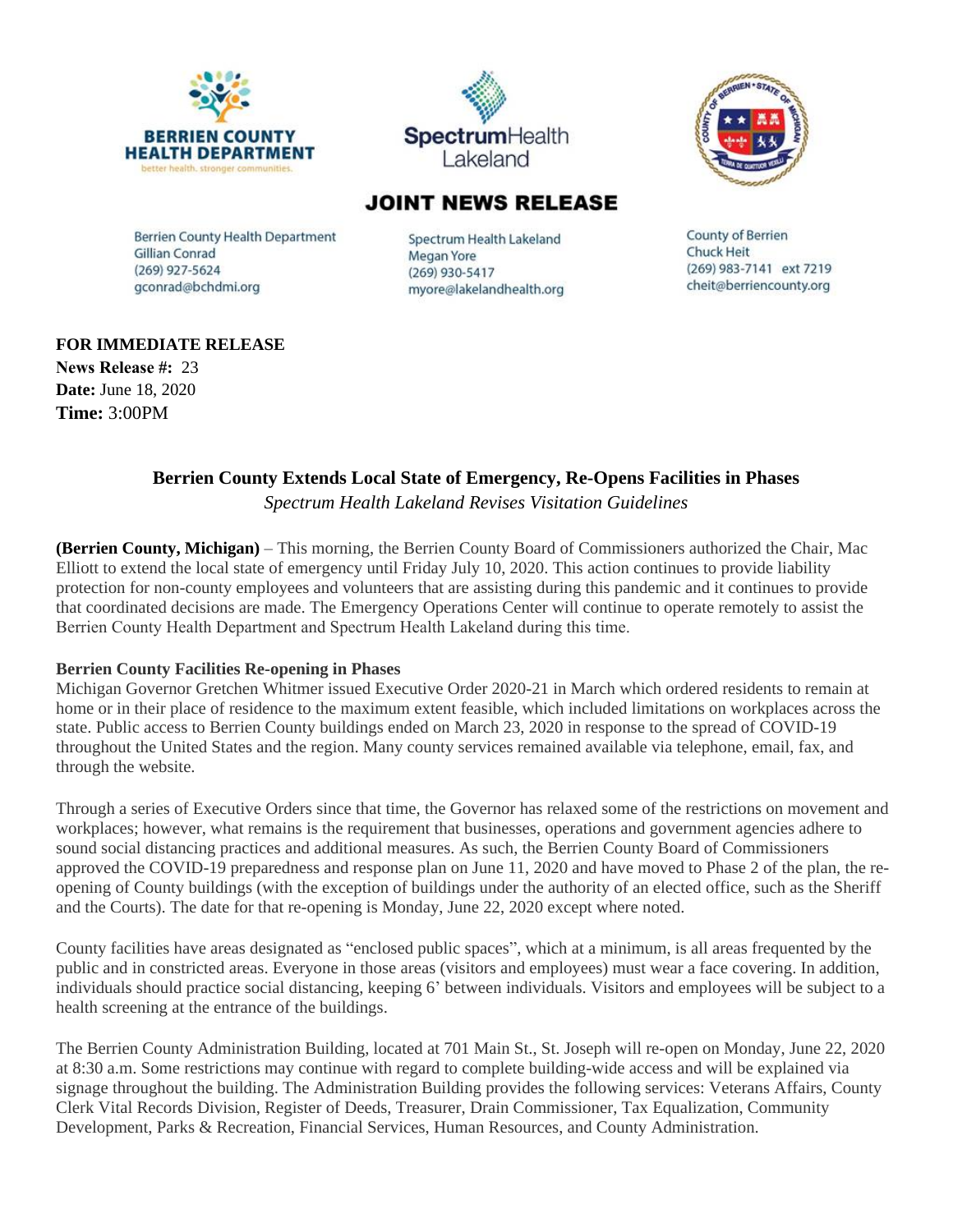**BERRIEN COUNTY HEALTH DEPARTMENT**
better health. stronger communities.

**Spectrum**Health Lakeland

## JOINT NEWS RELEASE

Berrien County Health Department
Gillian Conrad
(269) 927-5624
gconrad@bchdmi.org

Spectrum Health Lakeland
Megan Yore
(269) 930-5417
myore@lakelandhealth.org

County of Berrien
Chuck Heit
(269) 983-7141 ext 7219
cheit@berriencounty.org

**FOR IMMEDIATE RELEASE**
**News Release #:** 23
**Date:** June 18, 2020
**Time:** 3:00PM

## Berrien County Extends Local State of Emergency, Re-Opens Facilities in Phases

*Spectrum Health Lakeland Revises Visitation Guidelines*

**(Berrien County, Michigan)** – This morning, the Berrien County Board of Commissioners authorized the Chair, Mac Elliott to extend the local state of emergency until Friday July 10, 2020. This action continues to provide liability protection for non-county employees and volunteers that are assisting during this pandemic and it continues to provide that coordinated decisions are made. The Emergency Operations Center will continue to operate remotely to assist the Berrien County Health Department and Spectrum Health Lakeland during this time.

**Berrien County Facilities Re-opening in Phases**

Michigan Governor Gretchen Whitmer issued Executive Order 2020-21 in March which ordered residents to remain at home or in their place of residence to the maximum extent feasible, which included limitations on workplaces across the state. Public access to Berrien County buildings ended on March 23, 2020 in response to the spread of COVID-19 throughout the United States and the region. Many county services remained available via telephone, email, fax, and through the website.

Through a series of Executive Orders since that time, the Governor has relaxed some of the restrictions on movement and workplaces; however, what remains is the requirement that businesses, operations and government agencies adhere to sound social distancing practices and additional measures. As such, the Berrien County Board of Commissioners approved the COVID-19 preparedness and response plan on June 11, 2020 and have moved to Phase 2 of the plan, the re-opening of County buildings (with the exception of buildings under the authority of an elected office, such as the Sheriff and the Courts). The date for that re-opening is Monday, June 22, 2020 except where noted.

County facilities have areas designated as "enclosed public spaces", which at a minimum, is all areas frequented by the public and in constricted areas. Everyone in those areas (visitors and employees) must wear a face covering. In addition, individuals should practice social distancing, keeping 6' between individuals. Visitors and employees will be subject to a health screening at the entrance of the buildings.

The Berrien County Administration Building, located at 701 Main St., St. Joseph will re-open on Monday, June 22, 2020 at 8:30 a.m. Some restrictions may continue with regard to complete building-wide access and will be explained via signage throughout the building. The Administration Building provides the following services: Veterans Affairs, County Clerk Vital Records Division, Register of Deeds, Treasurer, Drain Commissioner, Tax Equalization, Community Development, Parks & Recreation, Financial Services, Human Resources, and County Administration.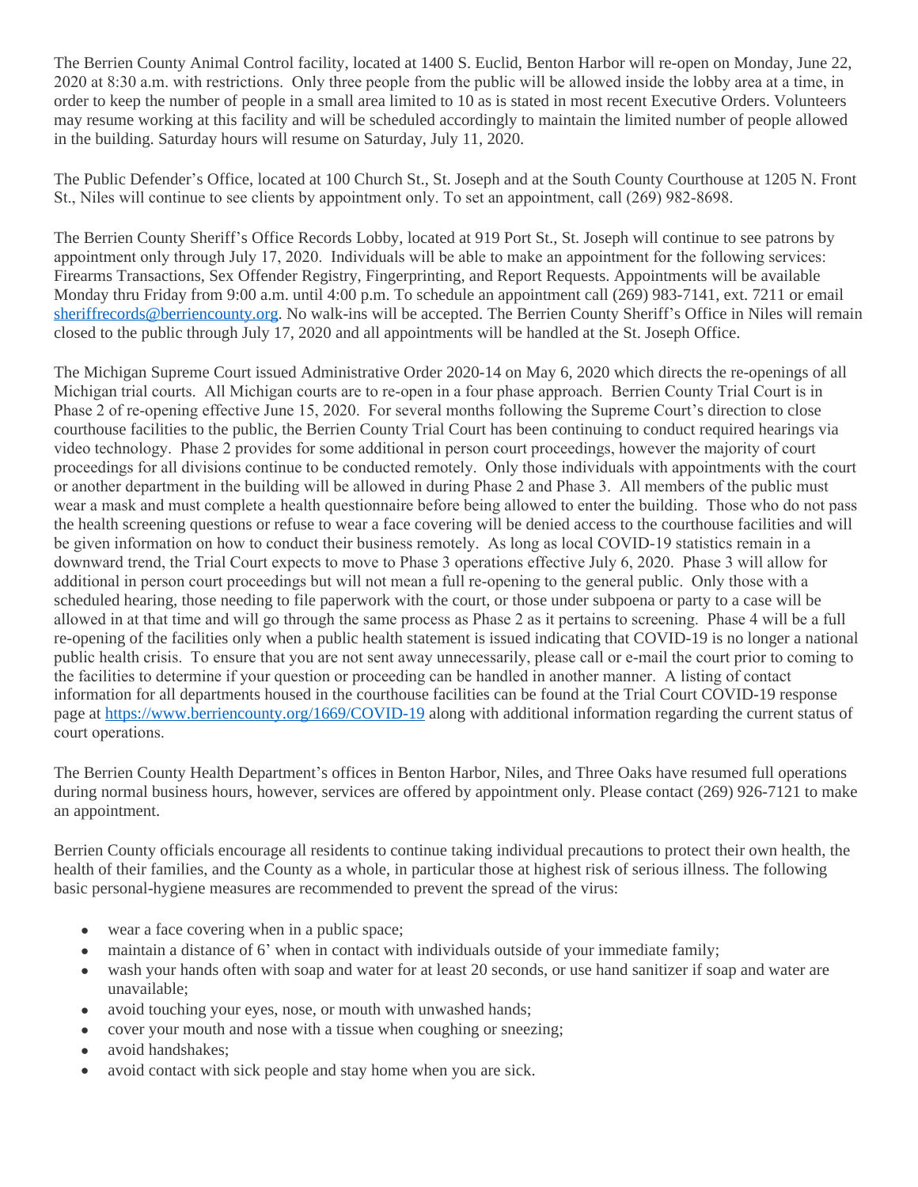The Berrien County Animal Control facility, located at 1400 S. Euclid, Benton Harbor will re-open on Monday, June 22, 2020 at 8:30 a.m. with restrictions. Only three people from the public will be allowed inside the lobby area at a time, in order to keep the number of people in a small area limited to 10 as is stated in most recent Executive Orders. Volunteers may resume working at this facility and will be scheduled accordingly to maintain the limited number of people allowed in the building. Saturday hours will resume on Saturday, July 11, 2020.

The Public Defender's Office, located at 100 Church St., St. Joseph and at the South County Courthouse at 1205 N. Front St., Niles will continue to see clients by appointment only. To set an appointment, call (269) 982-8698.

The Berrien County Sheriff's Office Records Lobby, located at 919 Port St., St. Joseph will continue to see patrons by appointment only through July 17, 2020. Individuals will be able to make an appointment for the following services: Firearms Transactions, Sex Offender Registry, Fingerprinting, and Report Requests. Appointments will be available Monday thru Friday from 9:00 a.m. until 4:00 p.m. To schedule an appointment call (269) 983-7141, ext. 7211 or email sheriffrecords@berriencounty.org. No walk-ins will be accepted. The Berrien County Sheriff's Office in Niles will remain closed to the public through July 17, 2020 and all appointments will be handled at the St. Joseph Office.

The Michigan Supreme Court issued Administrative Order 2020-14 on May 6, 2020 which directs the re-openings of all Michigan trial courts. All Michigan courts are to re-open in a four phase approach. Berrien County Trial Court is in Phase 2 of re-opening effective June 15, 2020. For several months following the Supreme Court's direction to close courthouse facilities to the public, the Berrien County Trial Court has been continuing to conduct required hearings via video technology. Phase 2 provides for some additional in person court proceedings, however the majority of court proceedings for all divisions continue to be conducted remotely. Only those individuals with appointments with the court or another department in the building will be allowed in during Phase 2 and Phase 3. All members of the public must wear a mask and must complete a health questionnaire before being allowed to enter the building. Those who do not pass the health screening questions or refuse to wear a face covering will be denied access to the courthouse facilities and will be given information on how to conduct their business remotely. As long as local COVID-19 statistics remain in a downward trend, the Trial Court expects to move to Phase 3 operations effective July 6, 2020. Phase 3 will allow for additional in person court proceedings but will not mean a full re-opening to the general public. Only those with a scheduled hearing, those needing to file paperwork with the court, or those under subpoena or party to a case will be allowed in at that time and will go through the same process as Phase 2 as it pertains to screening. Phase 4 will be a full re-opening of the facilities only when a public health statement is issued indicating that COVID-19 is no longer a national public health crisis. To ensure that you are not sent away unnecessarily, please call or e-mail the court prior to coming to the facilities to determine if your question or proceeding can be handled in another manner. A listing of contact information for all departments housed in the courthouse facilities can be found at the Trial Court COVID-19 response page at https://www.berriencounty.org/1669/COVID-19 along with additional information regarding the current status of court operations.

The Berrien County Health Department's offices in Benton Harbor, Niles, and Three Oaks have resumed full operations during normal business hours, however, services are offered by appointment only. Please contact (269) 926-7121 to make an appointment.

Berrien County officials encourage all residents to continue taking individual precautions to protect their own health, the health of their families, and the County as a whole, in particular those at highest risk of serious illness. The following basic personal-hygiene measures are recommended to prevent the spread of the virus:

- wear a face covering when in a public space;
- maintain a distance of 6' when in contact with individuals outside of your immediate family;
- wash your hands often with soap and water for at least 20 seconds, or use hand sanitizer if soap and water are unavailable;
- avoid touching your eyes, nose, or mouth with unwashed hands;
- cover your mouth and nose with a tissue when coughing or sneezing;
- avoid handshakes;
- avoid contact with sick people and stay home when you are sick.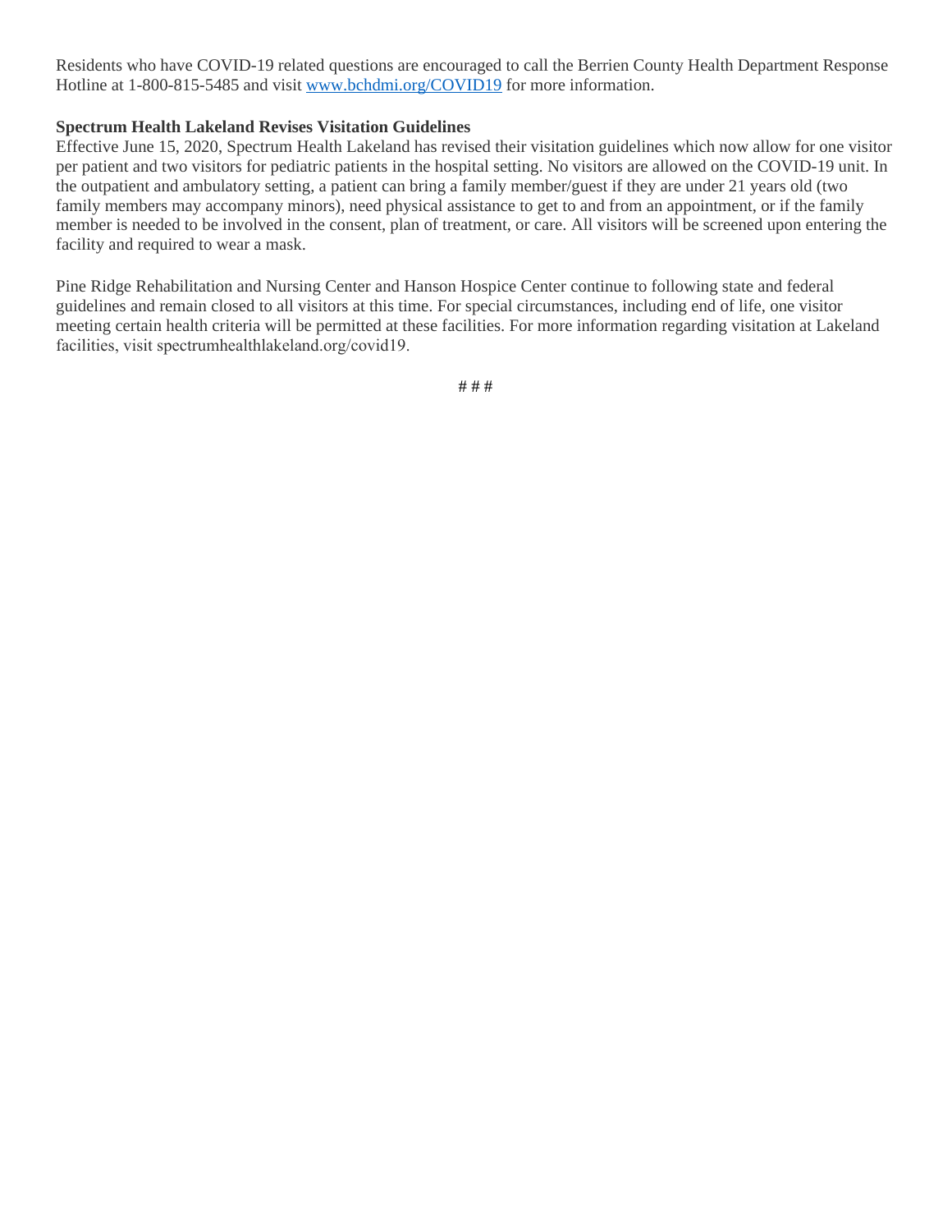Residents who have COVID-19 related questions are encouraged to call the Berrien County Health Department Response Hotline at 1-800-815-5485 and visit [www.bchdmi.org/COVID19](http://www.bchdmi.org/COVID19) for more information.

**Spectrum Health Lakeland Revises Visitation Guidelines**

Effective June 15, 2020, Spectrum Health Lakeland has revised their visitation guidelines which now allow for one visitor per patient and two visitors for pediatric patients in the hospital setting. No visitors are allowed on the COVID-19 unit. In the outpatient and ambulatory setting, a patient can bring a family member/guest if they are under 21 years old (two family members may accompany minors), need physical assistance to get to and from an appointment, or if the family member is needed to be involved in the consent, plan of treatment, or care. All visitors will be screened upon entering the facility and required to wear a mask.

Pine Ridge Rehabilitation and Nursing Center and Hanson Hospice Center continue to following state and federal guidelines and remain closed to all visitors at this time. For special circumstances, including end of life, one visitor meeting certain health criteria will be permitted at these facilities. For more information regarding visitation at Lakeland facilities, visit spectrumhealthlakeland.org/covid19.

# # #